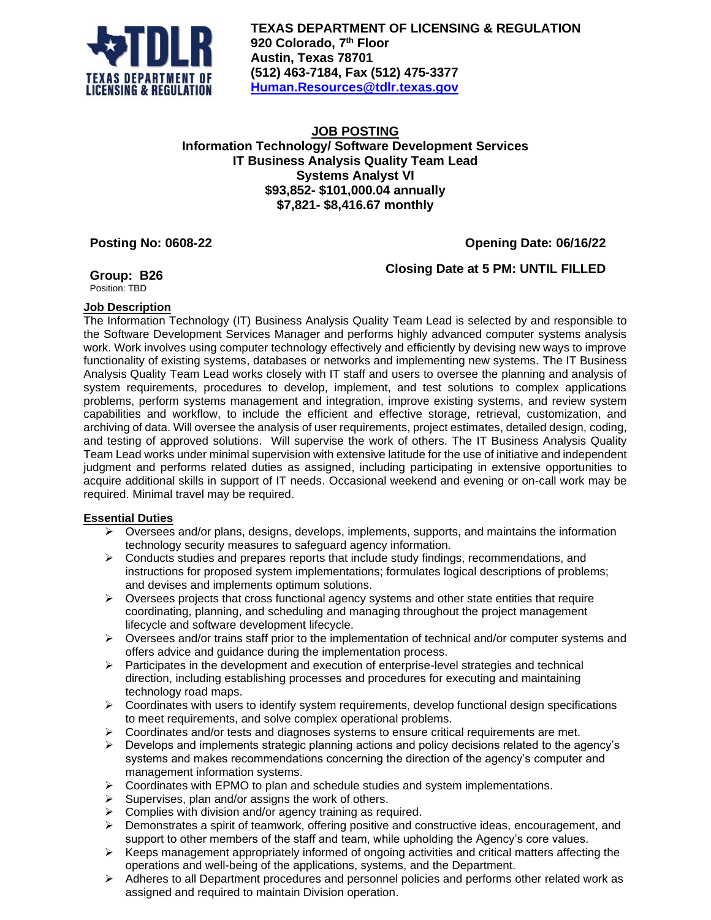**TEXAS DEPARTMENT OF LICENSING & REGULATION**
**920 Colorado, 7th Floor**
**Austin, Texas 78701**
**(512) 463-7184, Fax (512) 475-3377**
**Human.Resources@tdlr.texas.gov**

# JOB POSTING

## Information Technology/ Software Development Services
## IT Business Analysis Quality Team Lead
## Systems Analyst VI
## $93,852- $101,000.04 annually
## $7,821- $8,416.67 monthly

**Posting No: 0608-22** **Opening Date: 06/16/22**

**Group: B26** **Closing Date at 5 PM: UNTIL FILLED**

Position: TBD

**Job Description**

The Information Technology (IT) Business Analysis Quality Team Lead is selected by and responsible to the Software Development Services Manager and performs highly advanced computer systems analysis work. Work involves using computer technology effectively and efficiently by devising new ways to improve functionality of existing systems, databases or networks and implementing new systems. The IT Business Analysis Quality Team Lead works closely with IT staff and users to oversee the planning and analysis of system requirements, procedures to develop, implement, and test solutions to complex applications problems, perform systems management and integration, improve existing systems, and review system capabilities and workflow, to include the efficient and effective storage, retrieval, customization, and archiving of data. Will oversee the analysis of user requirements, project estimates, detailed design, coding, and testing of approved solutions. Will supervise the work of others. The IT Business Analysis Quality Team Lead works under minimal supervision with extensive latitude for the use of initiative and independent judgment and performs related duties as assigned, including participating in extensive opportunities to acquire additional skills in support of IT needs. Occasional weekend and evening or on-call work may be required. Minimal travel may be required.

**Essential Duties**

- Oversees and/or plans, designs, develops, implements, supports, and maintains the information technology security measures to safeguard agency information.
- Conducts studies and prepares reports that include study findings, recommendations, and instructions for proposed system implementations; formulates logical descriptions of problems; and devises and implements optimum solutions.
- Oversees projects that cross functional agency systems and other state entities that require coordinating, planning, and scheduling and managing throughout the project management lifecycle and software development lifecycle.
- Oversees and/or trains staff prior to the implementation of technical and/or computer systems and offers advice and guidance during the implementation process.
- Participates in the development and execution of enterprise-level strategies and technical direction, including establishing processes and procedures for executing and maintaining technology road maps.
- Coordinates with users to identify system requirements, develop functional design specifications to meet requirements, and solve complex operational problems.
- Coordinates and/or tests and diagnoses systems to ensure critical requirements are met.
- Develops and implements strategic planning actions and policy decisions related to the agency's systems and makes recommendations concerning the direction of the agency's computer and management information systems.
- Coordinates with EPMO to plan and schedule studies and system implementations.
- Supervises, plan and/or assigns the work of others.
- Complies with division and/or agency training as required.
- Demonstrates a spirit of teamwork, offering positive and constructive ideas, encouragement, and support to other members of the staff and team, while upholding the Agency's core values.
- Keeps management appropriately informed of ongoing activities and critical matters affecting the operations and well-being of the applications, systems, and the Department.
- Adheres to all Department procedures and personnel policies and performs other related work as assigned and required to maintain Division operation.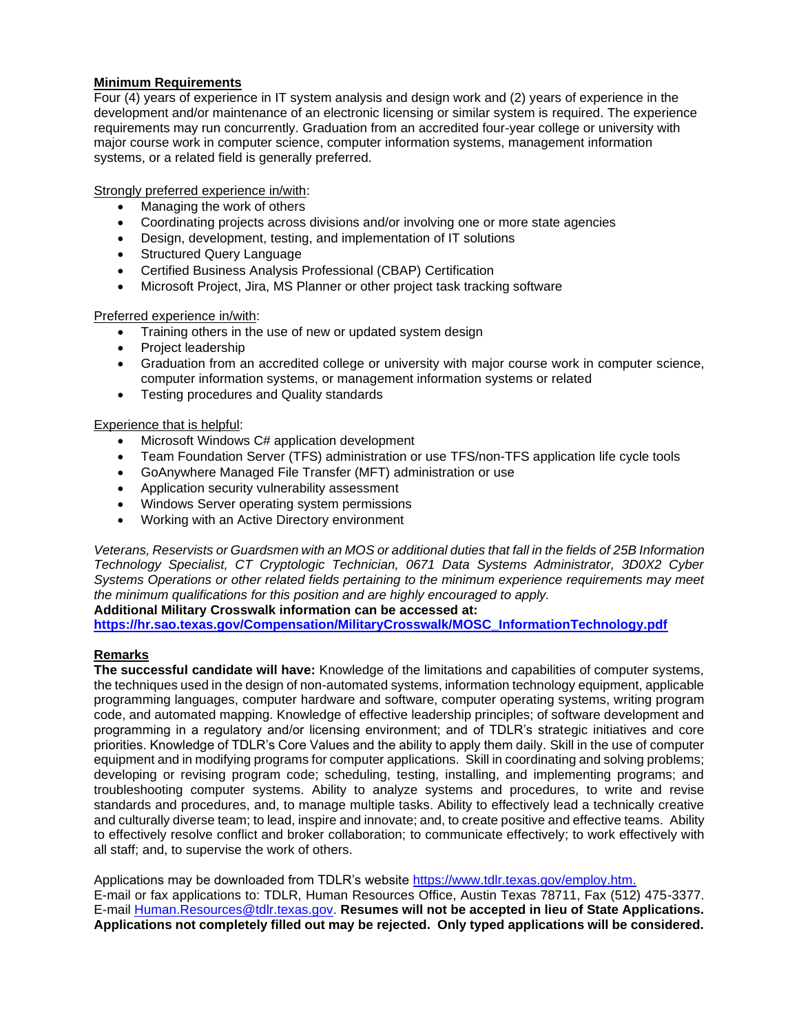**Minimum Requirements**

Four (4) years of experience in IT system analysis and design work and (2) years of experience in the development and/or maintenance of an electronic licensing or similar system is required. The experience requirements may run concurrently. Graduation from an accredited four-year college or university with major course work in computer science, computer information systems, management information systems, or a related field is generally preferred.

Strongly preferred experience in/with:

- Managing the work of others
- Coordinating projects across divisions and/or involving one or more state agencies
- Design, development, testing, and implementation of IT solutions
- Structured Query Language
- Certified Business Analysis Professional (CBAP) Certification
- Microsoft Project, Jira, MS Planner or other project task tracking software

Preferred experience in/with:

- Training others in the use of new or updated system design
- Project leadership
- Graduation from an accredited college or university with major course work in computer science, computer information systems, or management information systems or related
- Testing procedures and Quality standards

Experience that is helpful:

- Microsoft Windows C# application development
- Team Foundation Server (TFS) administration or use TFS/non-TFS application life cycle tools
- GoAnywhere Managed File Transfer (MFT) administration or use
- Application security vulnerability assessment
- Windows Server operating system permissions
- Working with an Active Directory environment

*Veterans, Reservists or Guardsmen with an MOS or additional duties that fall in the fields of 25B Information Technology Specialist, CT Cryptologic Technician, 0671 Data Systems Administrator, 3D0X2 Cyber Systems Operations or other related fields pertaining to the minimum experience requirements may meet the minimum qualifications for this position and are highly encouraged to apply.*

**Additional Military Crosswalk information can be accessed at:**
**https://hr.sao.texas.gov/Compensation/MilitaryCrosswalk/MOSC_InformationTechnology.pdf**

**Remarks**

**The successful candidate will have:** Knowledge of the limitations and capabilities of computer systems, the techniques used in the design of non-automated systems, information technology equipment, applicable programming languages, computer hardware and software, computer operating systems, writing program code, and automated mapping. Knowledge of effective leadership principles; of software development and programming in a regulatory and/or licensing environment; and of TDLR's strategic initiatives and core priorities. Knowledge of TDLR's Core Values and the ability to apply them daily. Skill in the use of computer equipment and in modifying programs for computer applications. Skill in coordinating and solving problems; developing or revising program code; scheduling, testing, installing, and implementing programs; and troubleshooting computer systems. Ability to analyze systems and procedures, to write and revise standards and procedures, and, to manage multiple tasks. Ability to effectively lead a technically creative and culturally diverse team; to lead, inspire and innovate; and, to create positive and effective teams. Ability to effectively resolve conflict and broker collaboration; to communicate effectively; to work effectively with all staff; and, to supervise the work of others.

Applications may be downloaded from TDLR's website https://www.tdlr.texas.gov/employ.htm.
E-mail or fax applications to: TDLR, Human Resources Office, Austin Texas 78711, Fax (512) 475-3377. E-mail Human.Resources@tdlr.texas.gov. **Resumes will not be accepted in lieu of State Applications. Applications not completely filled out may be rejected. Only typed applications will be considered.**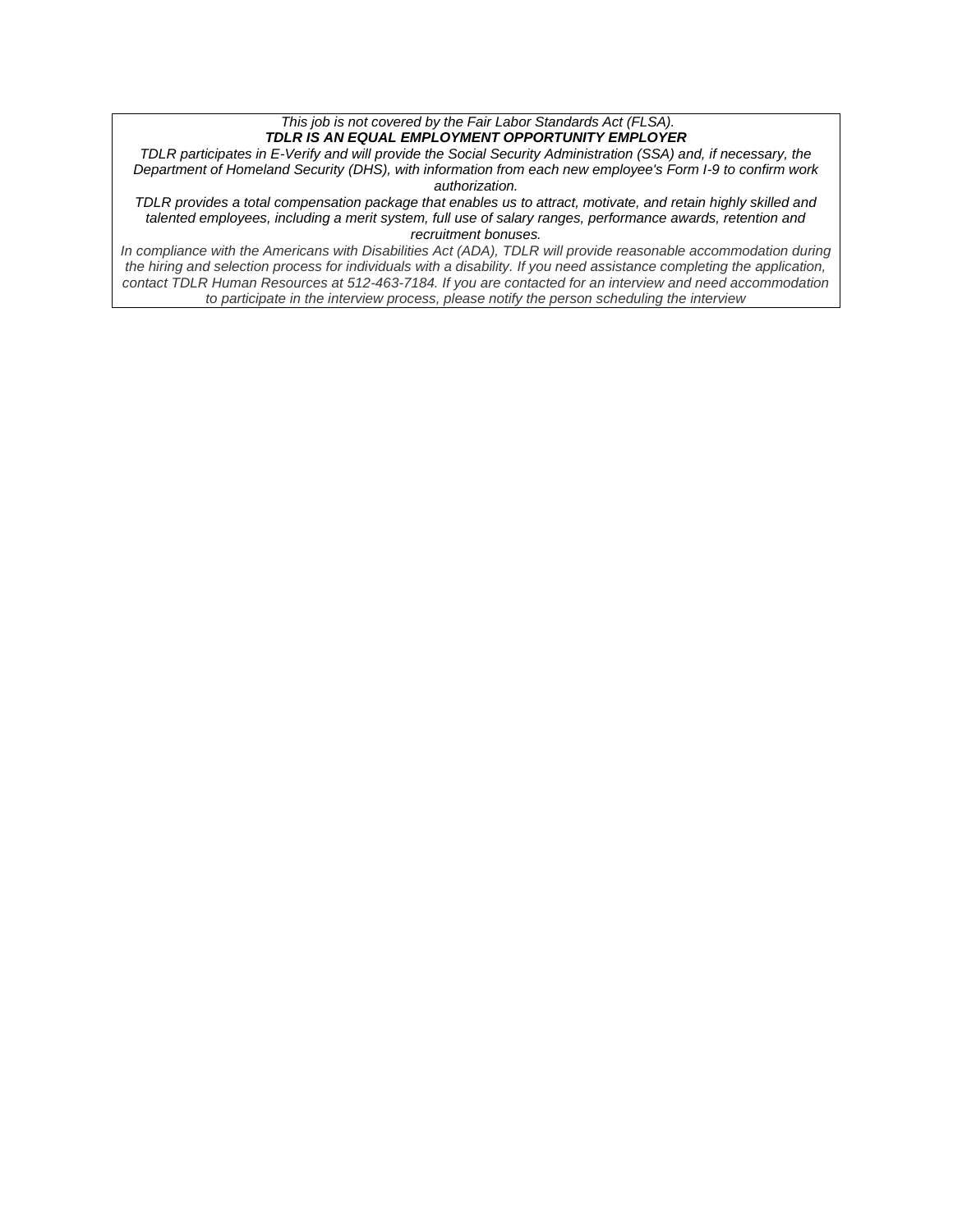*This job is not covered by the Fair Labor Standards Act (FLSA).*

***TDLR IS AN EQUAL EMPLOYMENT OPPORTUNITY EMPLOYER***

*TDLR participates in E-Verify and will provide the Social Security Administration (SSA) and, if necessary, the Department of Homeland Security (DHS), with information from each new employee's Form I-9 to confirm work authorization.*

*TDLR provides a total compensation package that enables us to attract, motivate, and retain highly skilled and talented employees, including a merit system, full use of salary ranges, performance awards, retention and recruitment bonuses.*

*In compliance with the Americans with Disabilities Act (ADA), TDLR will provide reasonable accommodation during the hiring and selection process for individuals with a disability. If you need assistance completing the application, contact TDLR Human Resources at 512-463-7184. If you are contacted for an interview and need accommodation to participate in the interview process, please notify the person scheduling the interview*